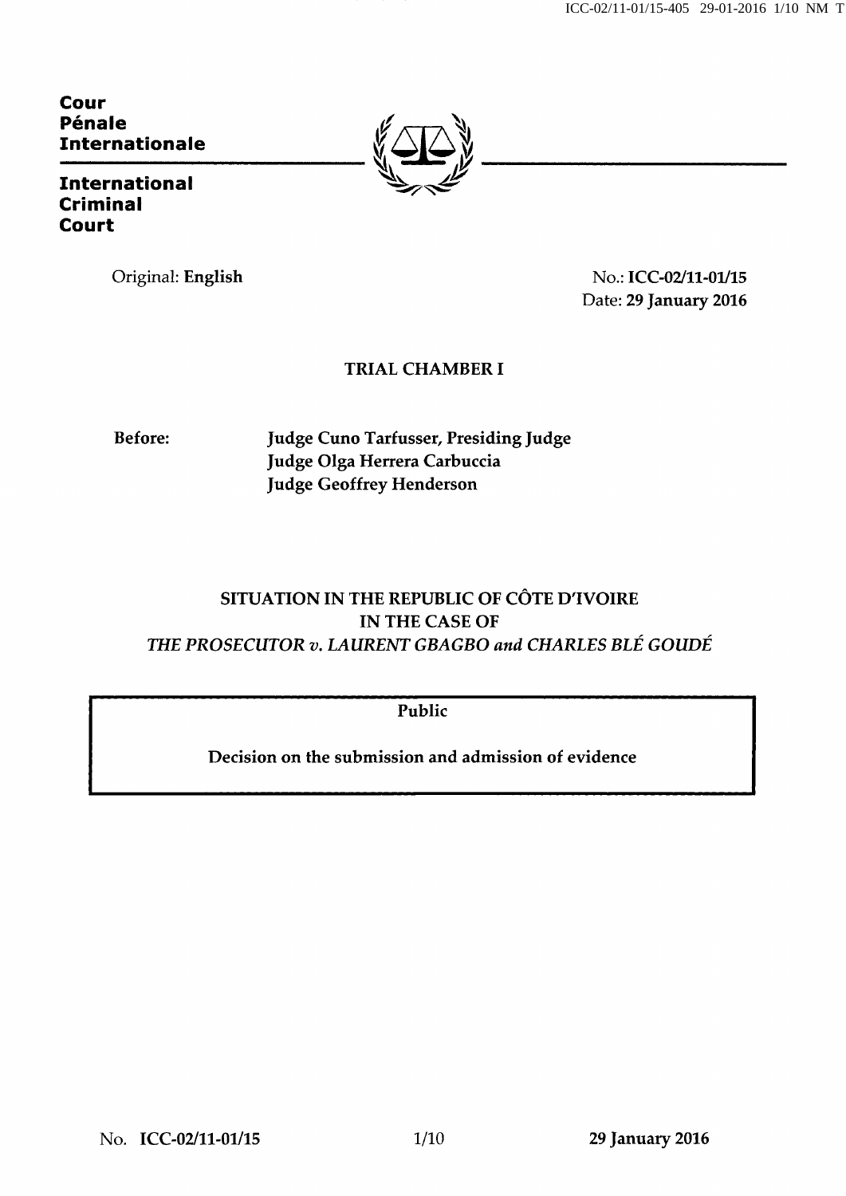**Cour Pénale Internationale**

**International Criminal Court**

Original: **English**

No.: **ICC-02/11-01/15**
Date: **29 January 2016**

**TRIAL CHAMBER I**

**Before:**

**Judge Cuno Tarfusser, Presiding Judge**
**Judge Olga Herrera Carbuccia**
**Judge Geoffrey Henderson**

**SITUATION IN THE REPUBLIC OF CÔTE D'IVOIRE**
**IN THE CASE OF**
***THE PROSECUTOR v. LAURENT GBAGBO and CHARLES BLÉ GOUDÉ***

**Public**

**Decision on the submission and admission of evidence**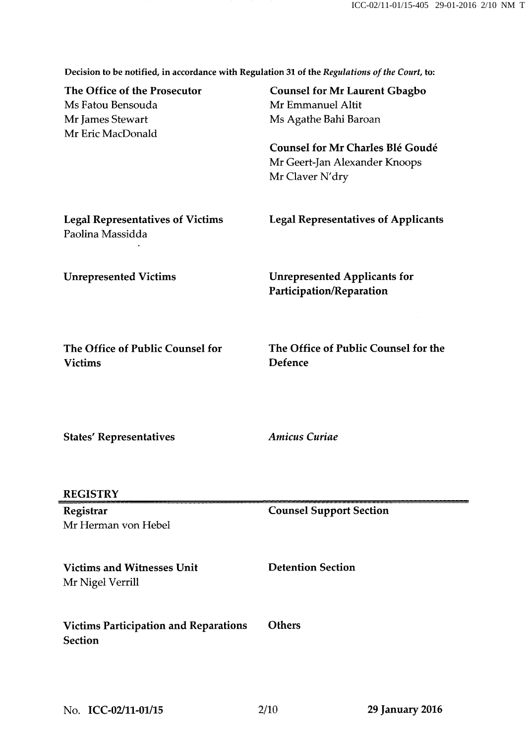**Decision to be notified, in accordance with Regulation 31 of the *Regulations of the Court*, to:**

**The Office of the Prosecutor**
Ms Fatou Bensouda
Mr James Stewart
Mr Eric MacDonald

**Counsel for Mr Laurent Gbagbo**
Mr Emmanuel Altit
Ms Agathe Bahi Baroan

**Counsel for Mr Charles Blé Goudé**
Mr Geert-Jan Alexander Knoops
Mr Claver N'dry

**Legal Representatives of Victims**
Paolina Massidda

**Legal Representatives of Applicants**

**Unrepresented Victims**

**Unrepresented Applicants for Participation/Reparation**

**The Office of Public Counsel for Victims**

**The Office of Public Counsel for the Defence**

**States' Representatives**

***Amicus Curiae***

**REGISTRY**

**Registrar**
Mr Herman von Hebel

**Counsel Support Section**

**Victims and Witnesses Unit**
Mr Nigel Verrill

**Detention Section**

**Victims Participation and Reparations Section**

**Others**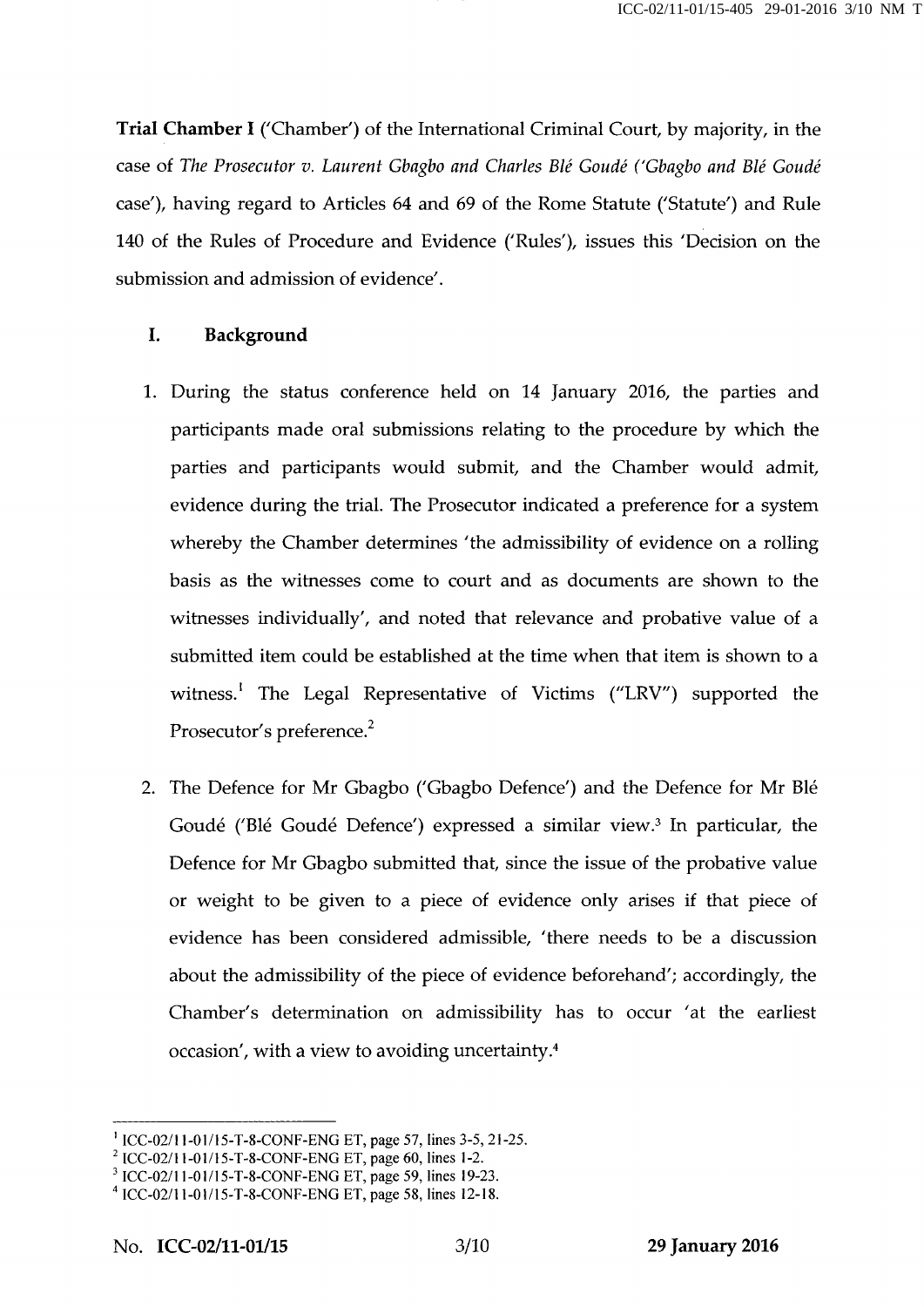**Trial Chamber I** ('Chamber') of the International Criminal Court, by majority, in the case of *The Prosecutor v. Laurent Gbagbo and Charles Blé Goudé ('Gbagbo and Blé Goudé* case'), having regard to Articles 64 and 69 of the Rome Statute ('Statute') and Rule 140 of the Rules of Procedure and Evidence ('Rules'), issues this 'Decision on the submission and admission of evidence'.

## I. Background

1. During the status conference held on 14 January 2016, the parties and participants made oral submissions relating to the procedure by which the parties and participants would submit, and the Chamber would admit, evidence during the trial. The Prosecutor indicated a preference for a system whereby the Chamber determines 'the admissibility of evidence on a rolling basis as the witnesses come to court and as documents are shown to the witnesses individually', and noted that relevance and probative value of a submitted item could be established at the time when that item is shown to a witness.[1] The Legal Representative of Victims ("LRV") supported the Prosecutor's preference.[2]

2. The Defence for Mr Gbagbo ('Gbagbo Defence') and the Defence for Mr Blé Goudé ('Blé Goudé Defence') expressed a similar view.[3] In particular, the Defence for Mr Gbagbo submitted that, since the issue of the probative value or weight to be given to a piece of evidence only arises if that piece of evidence has been considered admissible, 'there needs to be a discussion about the admissibility of the piece of evidence beforehand'; accordingly, the Chamber's determination on admissibility has to occur 'at the earliest occasion', with a view to avoiding uncertainty.[4]

---

[1] ICC-02/11-01/15-T-8-CONF-ENG ET, page 57, lines 3-5, 21-25.
[2] ICC-02/11-01/15-T-8-CONF-ENG ET, page 60, lines 1-2.
[3] ICC-02/11-01/15-T-8-CONF-ENG ET, page 59, lines 19-23.
[4] ICC-02/11-01/15-T-8-CONF-ENG ET, page 58, lines 12-18.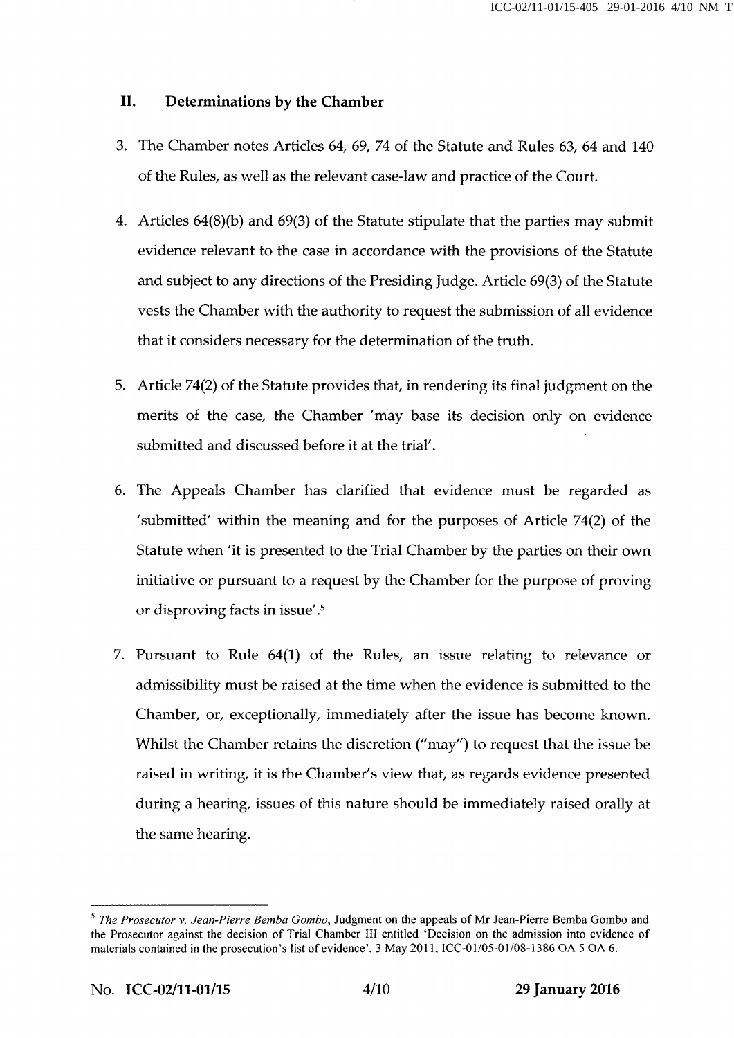## II. Determinations by the Chamber

3. The Chamber notes Articles 64, 69, 74 of the Statute and Rules 63, 64 and 140 of the Rules, as well as the relevant case-law and practice of the Court.

4. Articles 64(8)(b) and 69(3) of the Statute stipulate that the parties may submit evidence relevant to the case in accordance with the provisions of the Statute and subject to any directions of the Presiding Judge. Article 69(3) of the Statute vests the Chamber with the authority to request the submission of all evidence that it considers necessary for the determination of the truth.

5. Article 74(2) of the Statute provides that, in rendering its final judgment on the merits of the case, the Chamber 'may base its decision only on evidence submitted and discussed before it at the trial'.

6. The Appeals Chamber has clarified that evidence must be regarded as 'submitted' within the meaning and for the purposes of Article 74(2) of the Statute when 'it is presented to the Trial Chamber by the parties on their own initiative or pursuant to a request by the Chamber for the purpose of proving or disproving facts in issue'.[5]

7. Pursuant to Rule 64(1) of the Rules, an issue relating to relevance or admissibility must be raised at the time when the evidence is submitted to the Chamber, or, exceptionally, immediately after the issue has become known. Whilst the Chamber retains the discretion ("may") to request that the issue be raised in writing, it is the Chamber's view that, as regards evidence presented during a hearing, issues of this nature should be immediately raised orally at the same hearing.

---

[5] *The Prosecutor v. Jean-Pierre Bemba Gombo*, Judgment on the appeals of Mr Jean-Pierre Bemba Gombo and the Prosecutor against the decision of Trial Chamber III entitled 'Decision on the admission into evidence of materials contained in the prosecution's list of evidence', 3 May 2011, ICC-01/05-01/08-1386 OA 5 OA 6.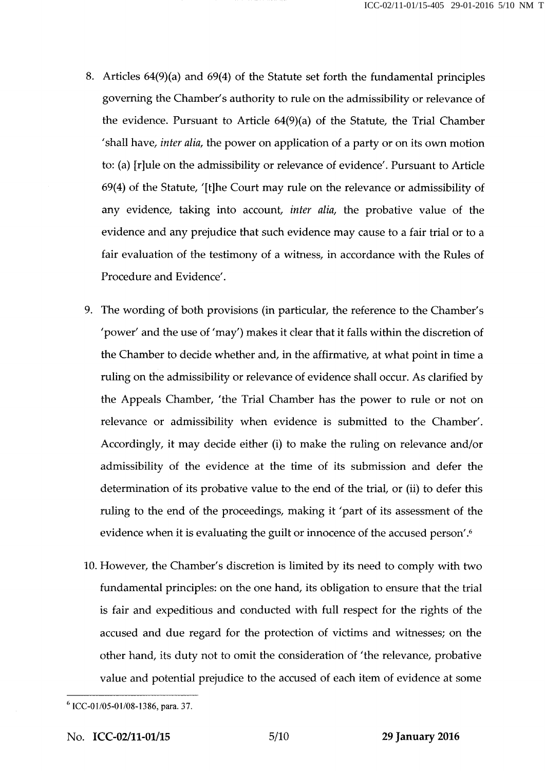8. Articles 64(9)(a) and 69(4) of the Statute set forth the fundamental principles governing the Chamber's authority to rule on the admissibility or relevance of the evidence. Pursuant to Article 64(9)(a) of the Statute, the Trial Chamber 'shall have, *inter alia*, the power on application of a party or on its own motion to: (a) [r]ule on the admissibility or relevance of evidence'. Pursuant to Article 69(4) of the Statute, '[t]he Court may rule on the relevance or admissibility of any evidence, taking into account, *inter alia*, the probative value of the evidence and any prejudice that such evidence may cause to a fair trial or to a fair evaluation of the testimony of a witness, in accordance with the Rules of Procedure and Evidence'.

9. The wording of both provisions (in particular, the reference to the Chamber's 'power' and the use of 'may') makes it clear that it falls within the discretion of the Chamber to decide whether and, in the affirmative, at what point in time a ruling on the admissibility or relevance of evidence shall occur. As clarified by the Appeals Chamber, 'the Trial Chamber has the power to rule or not on relevance or admissibility when evidence is submitted to the Chamber'. Accordingly, it may decide either (i) to make the ruling on relevance and/or admissibility of the evidence at the time of its submission and defer the determination of its probative value to the end of the trial, or (ii) to defer this ruling to the end of the proceedings, making it 'part of its assessment of the evidence when it is evaluating the guilt or innocence of the accused person'.[6]

10. However, the Chamber's discretion is limited by its need to comply with two fundamental principles: on the one hand, its obligation to ensure that the trial is fair and expeditious and conducted with full respect for the rights of the accused and due regard for the protection of victims and witnesses; on the other hand, its duty not to omit the consideration of 'the relevance, probative value and potential prejudice to the accused of each item of evidence at some

---

[6] ICC-01/05-01/08-1386, para. 37.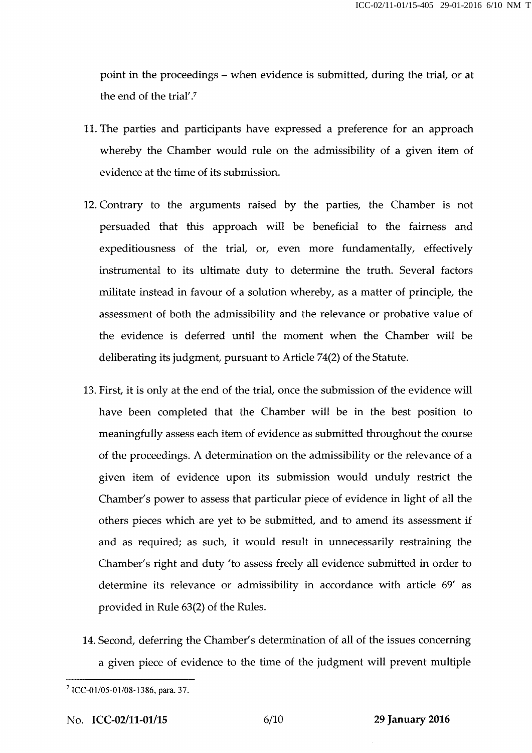point in the proceedings – when evidence is submitted, during the trial, or at the end of the trial'.[7]

11. The parties and participants have expressed a preference for an approach whereby the Chamber would rule on the admissibility of a given item of evidence at the time of its submission.

12. Contrary to the arguments raised by the parties, the Chamber is not persuaded that this approach will be beneficial to the fairness and expeditiousness of the trial, or, even more fundamentally, effectively instrumental to its ultimate duty to determine the truth. Several factors militate instead in favour of a solution whereby, as a matter of principle, the assessment of both the admissibility and the relevance or probative value of the evidence is deferred until the moment when the Chamber will be deliberating its judgment, pursuant to Article 74(2) of the Statute.

13. First, it is only at the end of the trial, once the submission of the evidence will have been completed that the Chamber will be in the best position to meaningfully assess each item of evidence as submitted throughout the course of the proceedings. A determination on the admissibility or the relevance of a given item of evidence upon its submission would unduly restrict the Chamber's power to assess that particular piece of evidence in light of all the others pieces which are yet to be submitted, and to amend its assessment if and as required; as such, it would result in unnecessarily restraining the Chamber's right and duty 'to assess freely all evidence submitted in order to determine its relevance or admissibility in accordance with article 69' as provided in Rule 63(2) of the Rules.

14. Second, deferring the Chamber's determination of all of the issues concerning a given piece of evidence to the time of the judgment will prevent multiple

---

[7] ICC-01/05-01/08-1386, para. 37.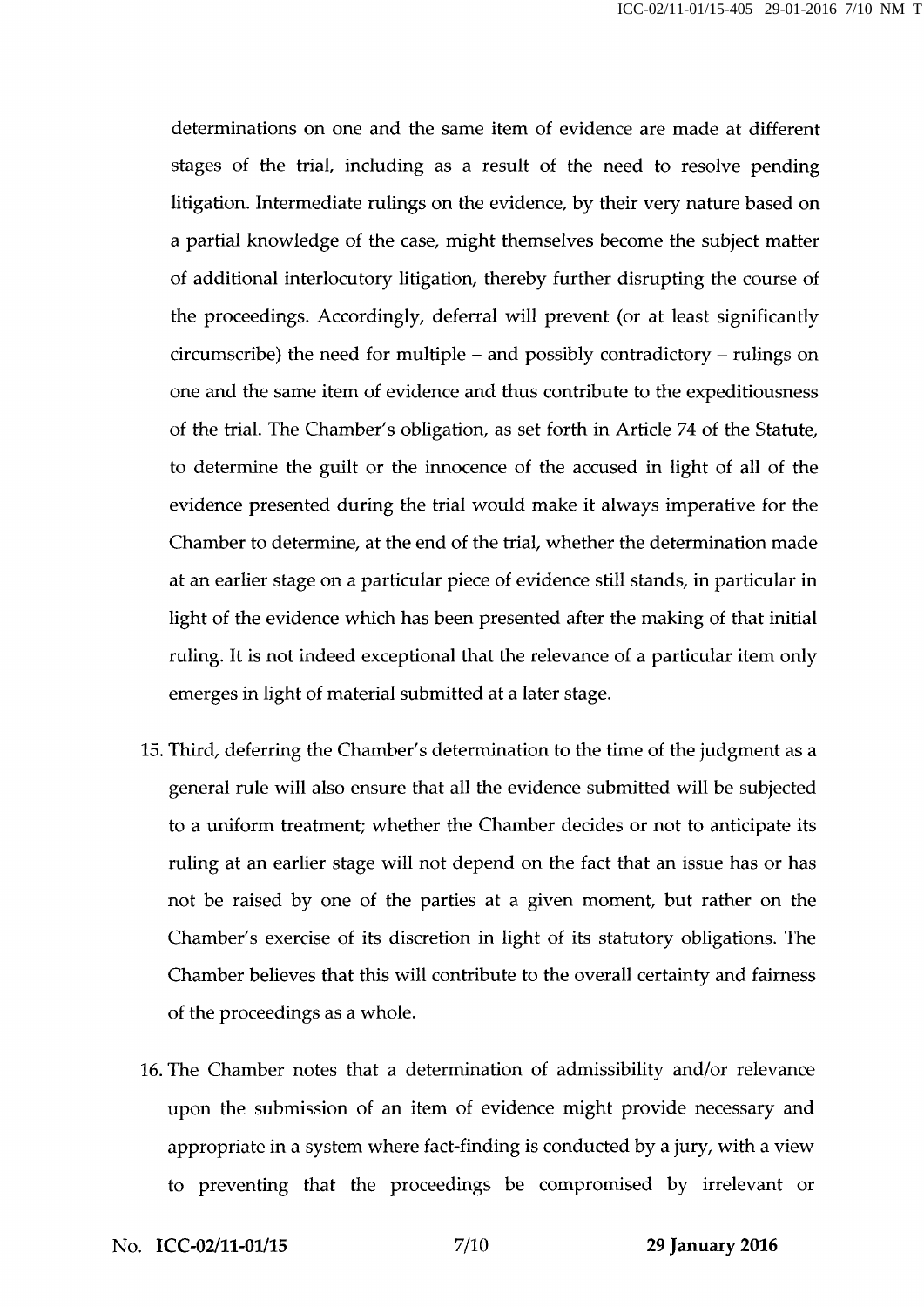determinations on one and the same item of evidence are made at different stages of the trial, including as a result of the need to resolve pending litigation. Intermediate rulings on the evidence, by their very nature based on a partial knowledge of the case, might themselves become the subject matter of additional interlocutory litigation, thereby further disrupting the course of the proceedings. Accordingly, deferral will prevent (or at least significantly circumscribe) the need for multiple – and possibly contradictory – rulings on one and the same item of evidence and thus contribute to the expeditiousness of the trial. The Chamber's obligation, as set forth in Article 74 of the Statute, to determine the guilt or the innocence of the accused in light of all of the evidence presented during the trial would make it always imperative for the Chamber to determine, at the end of the trial, whether the determination made at an earlier stage on a particular piece of evidence still stands, in particular in light of the evidence which has been presented after the making of that initial ruling. It is not indeed exceptional that the relevance of a particular item only emerges in light of material submitted at a later stage.

15. Third, deferring the Chamber's determination to the time of the judgment as a general rule will also ensure that all the evidence submitted will be subjected to a uniform treatment; whether the Chamber decides or not to anticipate its ruling at an earlier stage will not depend on the fact that an issue has or has not be raised by one of the parties at a given moment, but rather on the Chamber's exercise of its discretion in light of its statutory obligations. The Chamber believes that this will contribute to the overall certainty and fairness of the proceedings as a whole.

16. The Chamber notes that a determination of admissibility and/or relevance upon the submission of an item of evidence might provide necessary and appropriate in a system where fact-finding is conducted by a jury, with a view to preventing that the proceedings be compromised by irrelevant or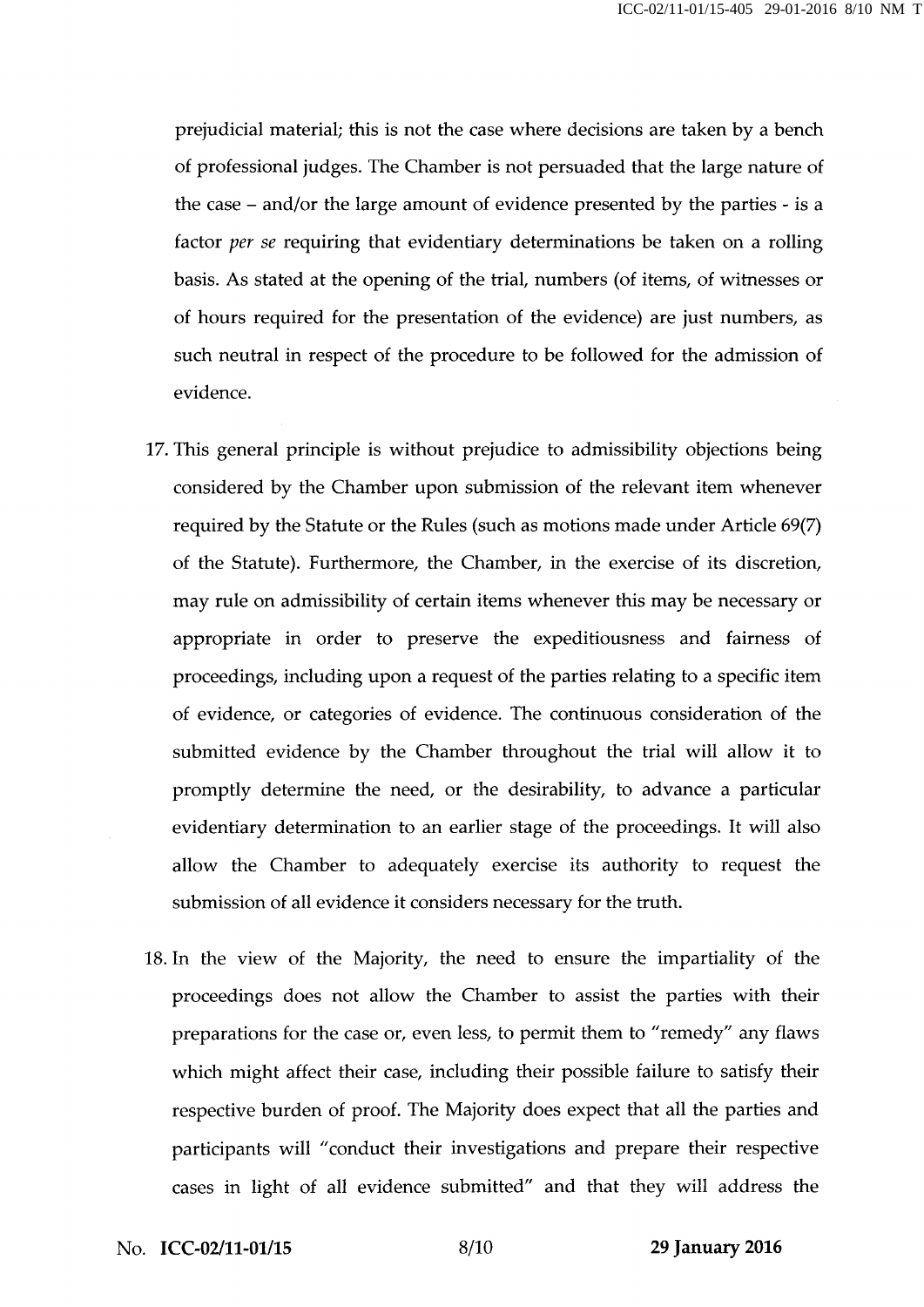prejudicial material; this is not the case where decisions are taken by a bench of professional judges. The Chamber is not persuaded that the large nature of the case – and/or the large amount of evidence presented by the parties - is a factor *per se* requiring that evidentiary determinations be taken on a rolling basis. As stated at the opening of the trial, numbers (of items, of witnesses or of hours required for the presentation of the evidence) are just numbers, as such neutral in respect of the procedure to be followed for the admission of evidence.

17. This general principle is without prejudice to admissibility objections being considered by the Chamber upon submission of the relevant item whenever required by the Statute or the Rules (such as motions made under Article 69(7) of the Statute). Furthermore, the Chamber, in the exercise of its discretion, may rule on admissibility of certain items whenever this may be necessary or appropriate in order to preserve the expeditiousness and fairness of proceedings, including upon a request of the parties relating to a specific item of evidence, or categories of evidence. The continuous consideration of the submitted evidence by the Chamber throughout the trial will allow it to promptly determine the need, or the desirability, to advance a particular evidentiary determination to an earlier stage of the proceedings. It will also allow the Chamber to adequately exercise its authority to request the submission of all evidence it considers necessary for the truth.

18. In the view of the Majority, the need to ensure the impartiality of the proceedings does not allow the Chamber to assist the parties with their preparations for the case or, even less, to permit them to "remedy" any flaws which might affect their case, including their possible failure to satisfy their respective burden of proof. The Majority does expect that all the parties and participants will "conduct their investigations and prepare their respective cases in light of all evidence submitted" and that they will address the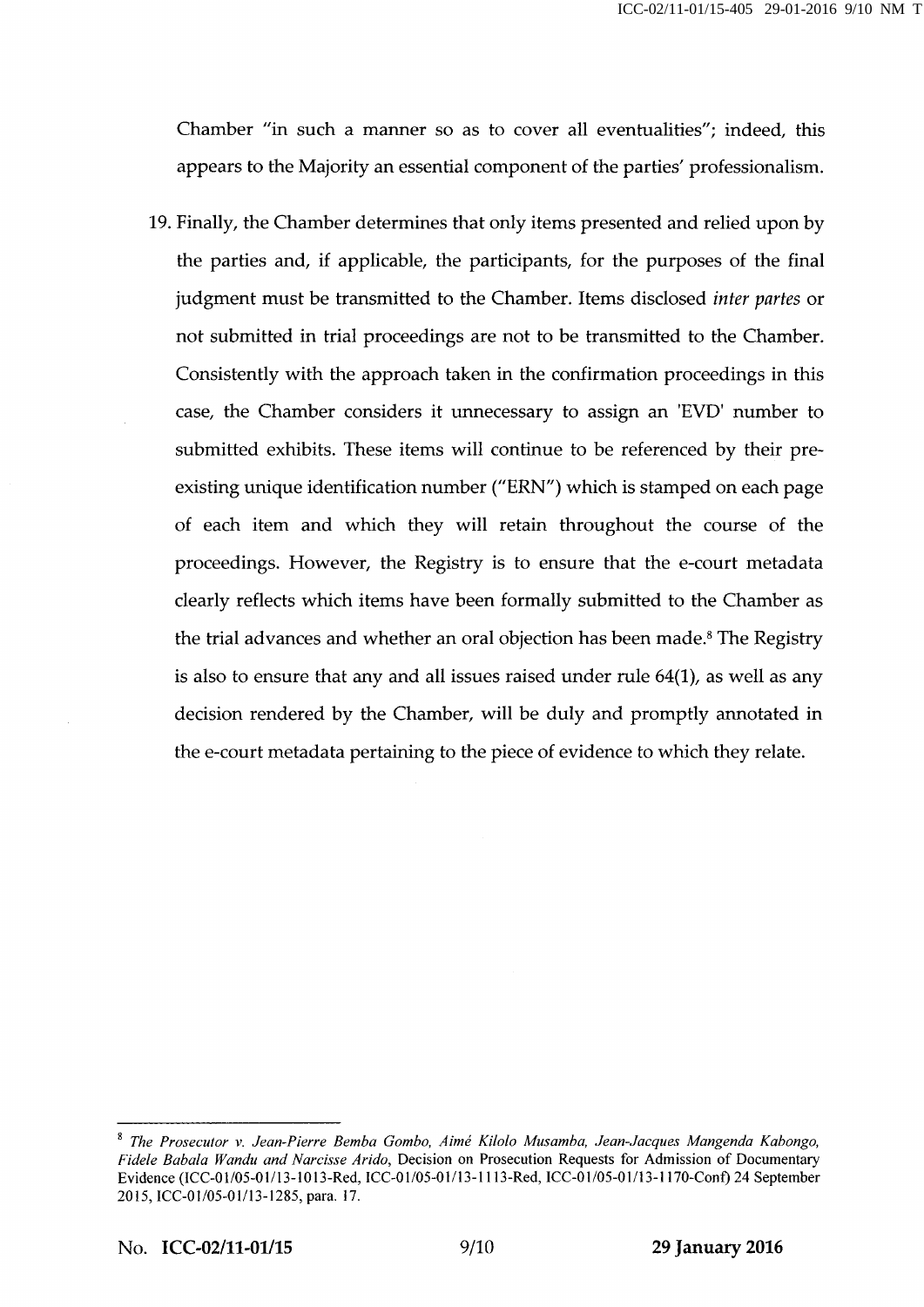Chamber "in such a manner so as to cover all eventualities"; indeed, this appears to the Majority an essential component of the parties' professionalism.

19. Finally, the Chamber determines that only items presented and relied upon by the parties and, if applicable, the participants, for the purposes of the final judgment must be transmitted to the Chamber. Items disclosed *inter partes* or not submitted in trial proceedings are not to be transmitted to the Chamber. Consistently with the approach taken in the confirmation proceedings in this case, the Chamber considers it unnecessary to assign an 'EVD' number to submitted exhibits. These items will continue to be referenced by their pre-existing unique identification number ("ERN") which is stamped on each page of each item and which they will retain throughout the course of the proceedings. However, the Registry is to ensure that the e-court metadata clearly reflects which items have been formally submitted to the Chamber as the trial advances and whether an oral objection has been made.[8] The Registry is also to ensure that any and all issues raised under rule 64(1), as well as any decision rendered by the Chamber, will be duly and promptly annotated in the e-court metadata pertaining to the piece of evidence to which they relate.

---

[8] *The Prosecutor v. Jean-Pierre Bemba Gombo, Aimé Kilolo Musamba, Jean-Jacques Mangenda Kabongo, Fidele Babala Wandu and Narcisse Arido*, Decision on Prosecution Requests for Admission of Documentary Evidence (ICC-01/05-01/13-1013-Red, ICC-01/05-01/13-1113-Red, ICC-01/05-01/13-1170-Conf) 24 September 2015, ICC-01/05-01/13-1285, para. 17.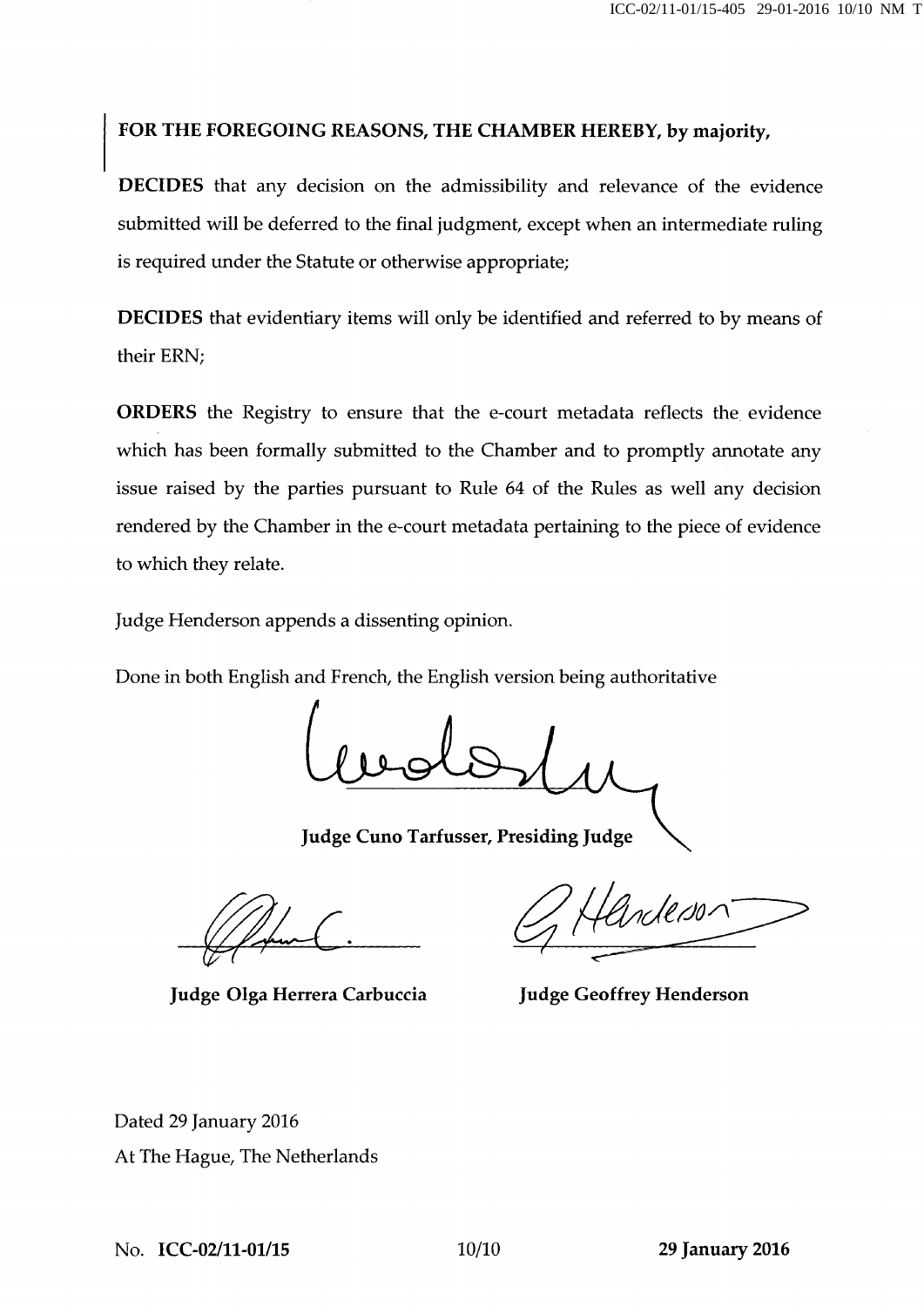**FOR THE FOREGOING REASONS, THE CHAMBER HEREBY, by majority,**

**DECIDES** that any decision on the admissibility and relevance of the evidence submitted will be deferred to the final judgment, except when an intermediate ruling is required under the Statute or otherwise appropriate;

**DECIDES** that evidentiary items will only be identified and referred to by means of their ERN;

**ORDERS** the Registry to ensure that the e-court metadata reflects the evidence which has been formally submitted to the Chamber and to promptly annotate any issue raised by the parties pursuant to Rule 64 of the Rules as well any decision rendered by the Chamber in the e-court metadata pertaining to the piece of evidence to which they relate.

Judge Henderson appends a dissenting opinion.

Done in both English and French, the English version being authoritative

**Judge Cuno Tarfusser, Presiding Judge**

**Judge Olga Herrera Carbuccia**

**Judge Geoffrey Henderson**

Dated 29 January 2016

At The Hague, The Netherlands